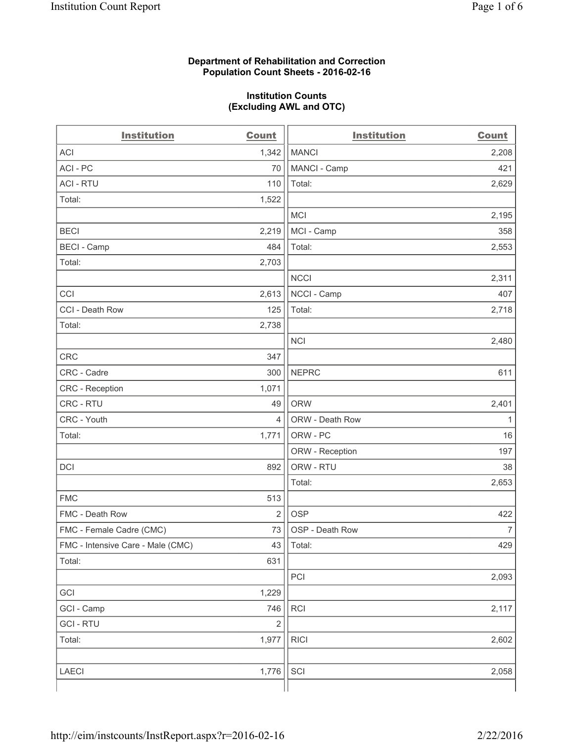**Department of Rehabilitation and Correction**
**Population Count Sheets - 2016-02-16**

**Institution Counts**
**(Excluding AWL and OTC)**

| Institution | Count |
|---|---|
| ACI | 1,342 |
| ACI - PC | 70 |
| ACI - RTU | 110 |
| Total: | 1,522 |
| | |
| BECI | 2,219 |
| BECI - Camp | 484 |
| Total: | 2,703 |
| | |
| CCI | 2,613 |
| CCI - Death Row | 125 |
| Total: | 2,738 |
| | |
| CRC | 347 |
| CRC - Cadre | 300 |
| CRC - Reception | 1,071 |
| CRC - RTU | 49 |
| CRC - Youth | 4 |
| Total: | 1,771 |
| | |
| DCI | 892 |
| | |
| FMC | 513 |
| FMC - Death Row | 2 |
| FMC - Female Cadre (CMC) | 73 |
| FMC - Intensive Care - Male (CMC) | 43 |
| Total: | 631 |
| | |
| GCI | 1,229 |
| GCI - Camp | 746 |
| GCI - RTU | 2 |
| Total: | 1,977 |
| | |
| LAECI | 1,776 |
| MANCI | 2,208 |
| MANCI - Camp | 421 |
| Total: | 2,629 |
| | |
| MCI | 2,195 |
| MCI - Camp | 358 |
| Total: | 2,553 |
| | |
| NCCI | 2,311 |
| NCCI - Camp | 407 |
| Total: | 2,718 |
| | |
| NCI | 2,480 |
| | |
| NEPRC | 611 |
| | |
| ORW | 2,401 |
| ORW - Death Row | 1 |
| ORW - PC | 16 |
| ORW - Reception | 197 |
| ORW - RTU | 38 |
| Total: | 2,653 |
| | |
| OSP | 422 |
| OSP - Death Row | 7 |
| Total: | 429 |
| | |
| PCI | 2,093 |
| | |
| RCI | 2,117 |
| | |
| RICI | 2,602 |
| | |
| SCI | 2,058 |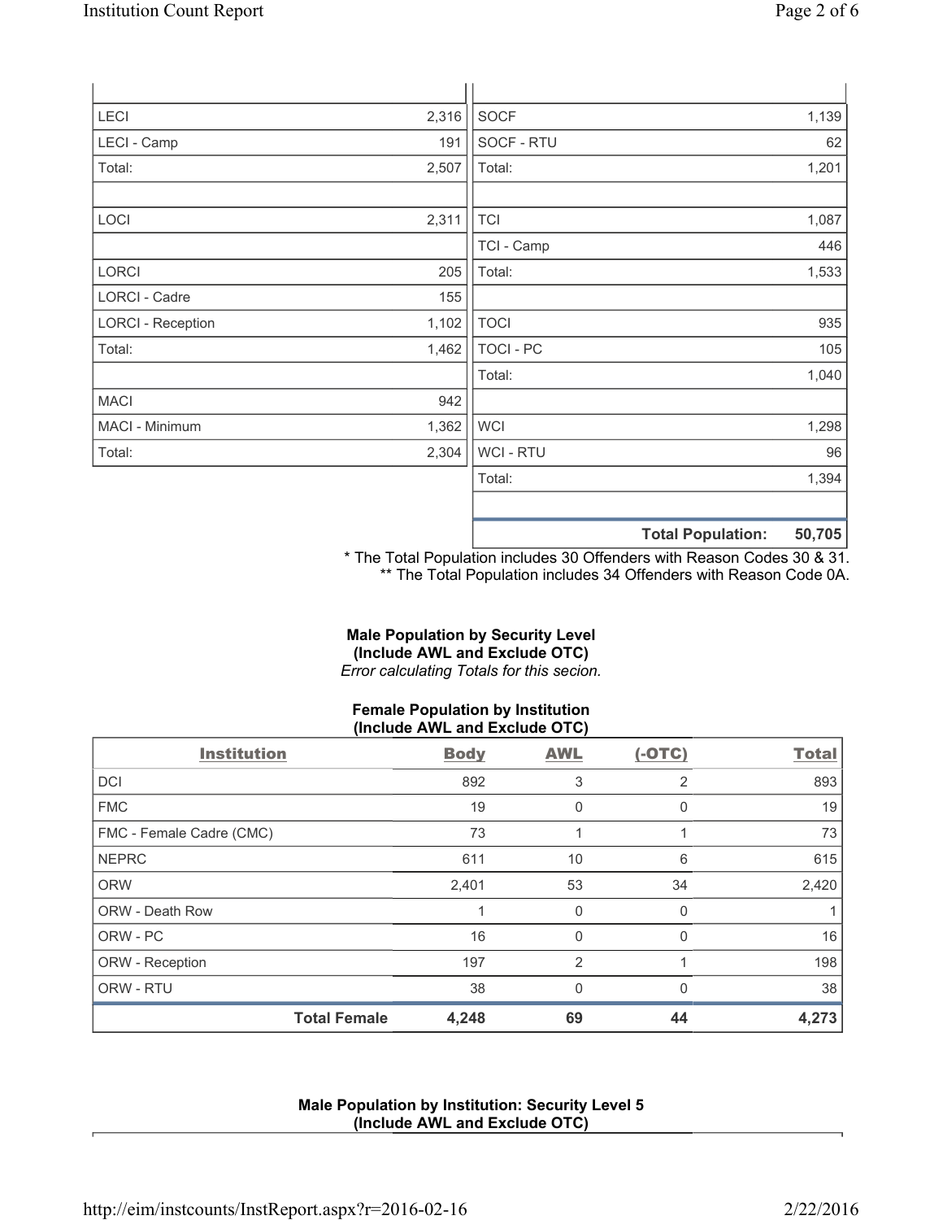| | | | |
|---|---|---|---|
| LECI | 2,316 | SOCF | 1,139 |
| LECI - Camp | 191 | SOCF - RTU | 62 |
| Total: | 2,507 | Total: | 1,201 |
| | | | |
| LOCI | 2,311 | TCI | 1,087 |
| | | TCI - Camp | 446 |
| LORCI | 205 | Total: | 1,533 |
| LORCI - Cadre | 155 | | |
| LORCI - Reception | 1,102 | TOCI | 935 |
| Total: | 1,462 | TOCI - PC | 105 |
| | | Total: | 1,040 |
| MACI | 942 | | |
| MACI - Minimum | 1,362 | WCI | 1,298 |
| Total: | 2,304 | WCI - RTU | 96 |
| | | Total: | 1,394 |
| | | | |
| | | **Total Population:** | **50,705** |

* The Total Population includes 30 Offenders with Reason Codes 30 & 31.
** The Total Population includes 34 Offenders with Reason Code 0A.

**Male Population by Security Level**
**(Include AWL and Exclude OTC)**
*Error calculating Totals for this secion.*

**Female Population by Institution**
**(Include AWL and Exclude OTC)**

| Institution | Body | AWL | (-OTC) | Total |
|---|---|---|---|---|
| DCI | 892 | 3 | 2 | 893 |
| FMC | 19 | 0 | 0 | 19 |
| FMC - Female Cadre (CMC) | 73 | 1 | 1 | 73 |
| NEPRC | 611 | 10 | 6 | 615 |
| ORW | 2,401 | 53 | 34 | 2,420 |
| ORW - Death Row | 1 | 0 | 0 | 1 |
| ORW - PC | 16 | 0 | 0 | 16 |
| ORW - Reception | 197 | 2 | 1 | 198 |
| ORW - RTU | 38 | 0 | 0 | 38 |
| **Total Female** | **4,248** | **69** | **44** | **4,273** |

**Male Population by Institution: Security Level 5**
**(Include AWL and Exclude OTC)**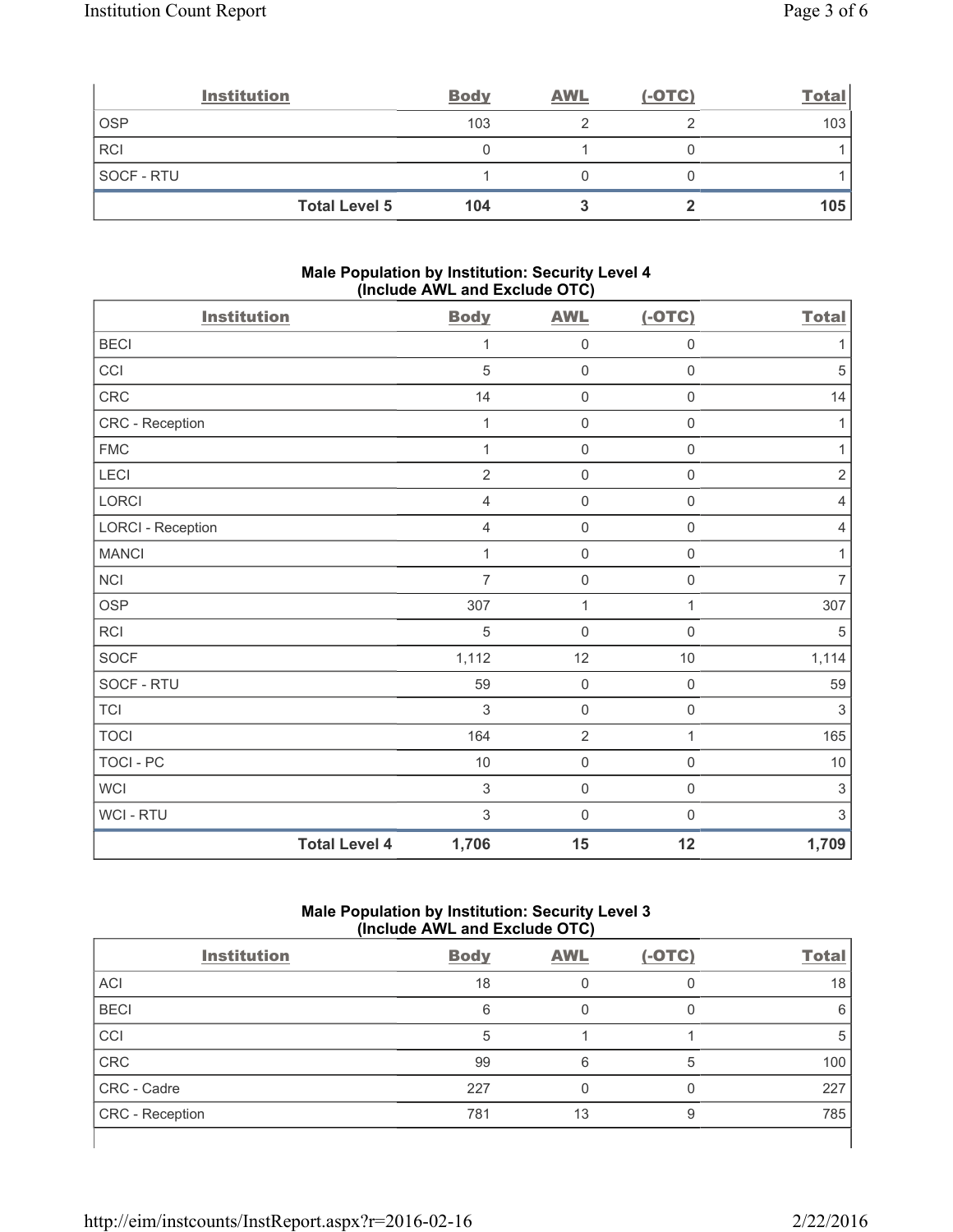| Institution | Body | AWL | (-OTC) | Total |
|---|---|---|---|---|
| OSP | 103 | 2 | 2 | 103 |
| RCI | 0 | 1 | 0 | 1 |
| SOCF - RTU | 1 | 0 | 0 | 1 |
| **Total Level 5** | **104** | **3** | **2** | **105** |

### Male Population by Institution: Security Level 4 (Include AWL and Exclude OTC)

| Institution | Body | AWL | (-OTC) | Total |
|---|---|---|---|---|
| BECI | 1 | 0 | 0 | 1 |
| CCI | 5 | 0 | 0 | 5 |
| CRC | 14 | 0 | 0 | 14 |
| CRC - Reception | 1 | 0 | 0 | 1 |
| FMC | 1 | 0 | 0 | 1 |
| LECI | 2 | 0 | 0 | 2 |
| LORCI | 4 | 0 | 0 | 4 |
| LORCI - Reception | 4 | 0 | 0 | 4 |
| MANCI | 1 | 0 | 0 | 1 |
| NCI | 7 | 0 | 0 | 7 |
| OSP | 307 | 1 | 1 | 307 |
| RCI | 5 | 0 | 0 | 5 |
| SOCF | 1,112 | 12 | 10 | 1,114 |
| SOCF - RTU | 59 | 0 | 0 | 59 |
| TCI | 3 | 0 | 0 | 3 |
| TOCI | 164 | 2 | 1 | 165 |
| TOCI - PC | 10 | 0 | 0 | 10 |
| WCI | 3 | 0 | 0 | 3 |
| WCI - RTU | 3 | 0 | 0 | 3 |
| **Total Level 4** | **1,706** | **15** | **12** | **1,709** |

### Male Population by Institution: Security Level 3 (Include AWL and Exclude OTC)

| Institution | Body | AWL | (-OTC) | Total |
|---|---|---|---|---|
| ACI | 18 | 0 | 0 | 18 |
| BECI | 6 | 0 | 0 | 6 |
| CCI | 5 | 1 | 1 | 5 |
| CRC | 99 | 6 | 5 | 100 |
| CRC - Cadre | 227 | 0 | 0 | 227 |
| CRC - Reception | 781 | 13 | 9 | 785 |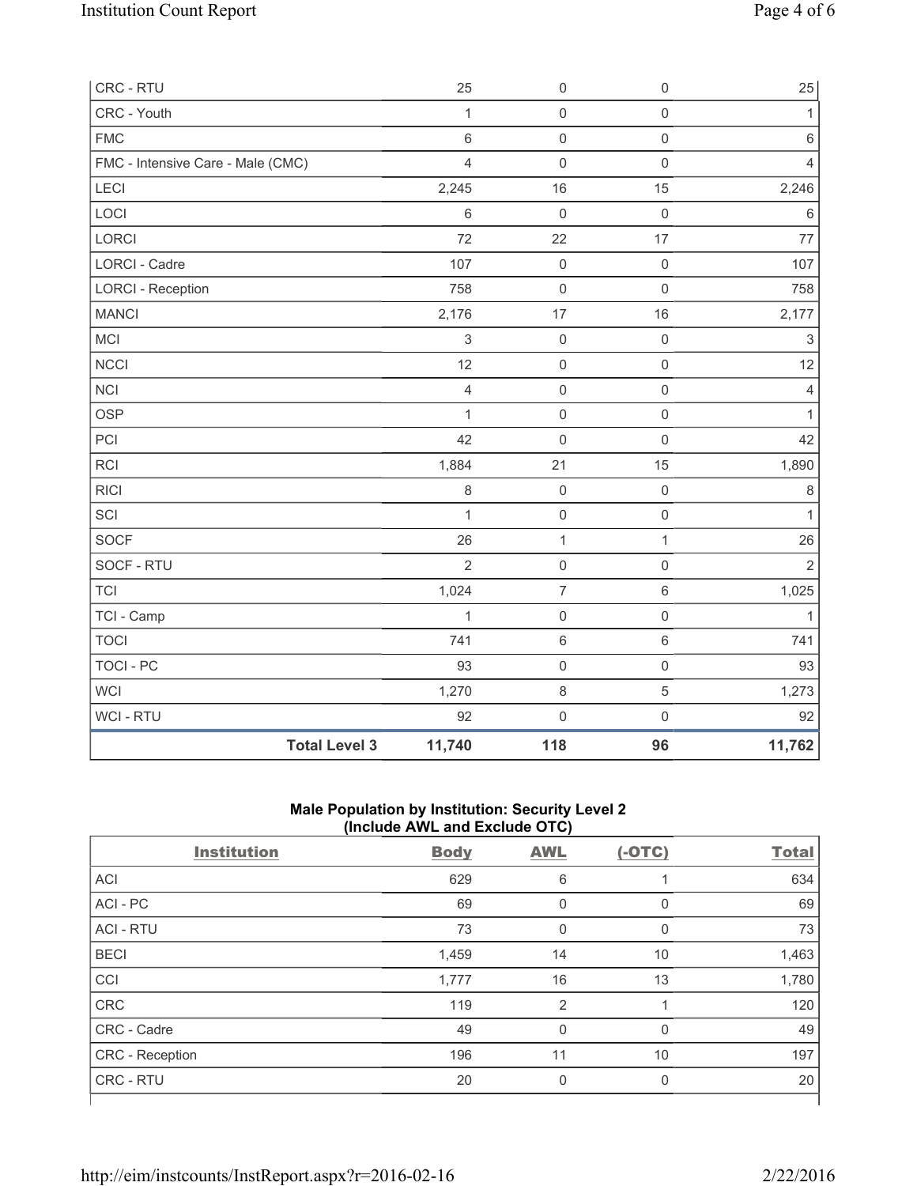| CRC - RTU | 25 | 0 | 0 | 25 |
|---|---|---|---|---|
| CRC - Youth | 1 | 0 | 0 | 1 |
| FMC | 6 | 0 | 0 | 6 |
| FMC - Intensive Care - Male (CMC) | 4 | 0 | 0 | 4 |
| LECI | 2,245 | 16 | 15 | 2,246 |
| LOCI | 6 | 0 | 0 | 6 |
| LORCI | 72 | 22 | 17 | 77 |
| LORCI - Cadre | 107 | 0 | 0 | 107 |
| LORCI - Reception | 758 | 0 | 0 | 758 |
| MANCI | 2,176 | 17 | 16 | 2,177 |
| MCI | 3 | 0 | 0 | 3 |
| NCCI | 12 | 0 | 0 | 12 |
| NCI | 4 | 0 | 0 | 4 |
| OSP | 1 | 0 | 0 | 1 |
| PCI | 42 | 0 | 0 | 42 |
| RCI | 1,884 | 21 | 15 | 1,890 |
| RICI | 8 | 0 | 0 | 8 |
| SCI | 1 | 0 | 0 | 1 |
| SOCF | 26 | 1 | 1 | 26 |
| SOCF - RTU | 2 | 0 | 0 | 2 |
| TCI | 1,024 | 7 | 6 | 1,025 |
| TCI - Camp | 1 | 0 | 0 | 1 |
| TOCI | 741 | 6 | 6 | 741 |
| TOCI - PC | 93 | 0 | 0 | 93 |
| WCI | 1,270 | 8 | 5 | 1,273 |
| WCI - RTU | 92 | 0 | 0 | 92 |
| **Total Level 3** | **11,740** | **118** | **96** | **11,762** |

**Male Population by Institution: Security Level 2 (Include AWL and Exclude OTC)**

| Institution | Body | AWL | (-OTC) | Total |
|---|---|---|---|---|
| ACI | 629 | 6 | 1 | 634 |
| ACI - PC | 69 | 0 | 0 | 69 |
| ACI - RTU | 73 | 0 | 0 | 73 |
| BECI | 1,459 | 14 | 10 | 1,463 |
| CCI | 1,777 | 16 | 13 | 1,780 |
| CRC | 119 | 2 | 1 | 120 |
| CRC - Cadre | 49 | 0 | 0 | 49 |
| CRC - Reception | 196 | 11 | 10 | 197 |
| CRC - RTU | 20 | 0 | 0 | 20 |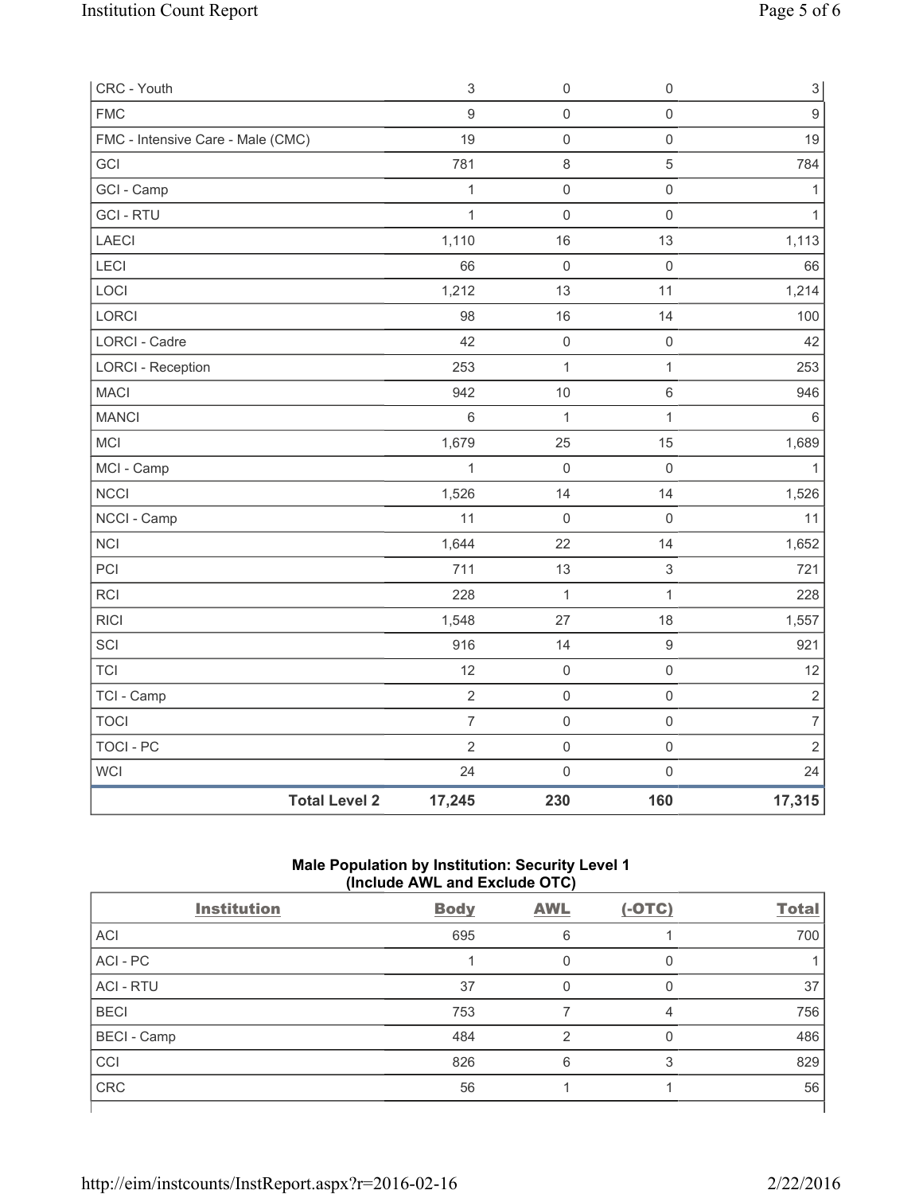| | | | | |
|---|---|---|---|---|
| CRC - Youth | 3 | 0 | 0 | 3 |
| FMC | 9 | 0 | 0 | 9 |
| FMC - Intensive Care - Male (CMC) | 19 | 0 | 0 | 19 |
| GCI | 781 | 8 | 5 | 784 |
| GCI - Camp | 1 | 0 | 0 | 1 |
| GCI - RTU | 1 | 0 | 0 | 1 |
| LAECI | 1,110 | 16 | 13 | 1,113 |
| LECI | 66 | 0 | 0 | 66 |
| LOCI | 1,212 | 13 | 11 | 1,214 |
| LORCI | 98 | 16 | 14 | 100 |
| LORCI - Cadre | 42 | 0 | 0 | 42 |
| LORCI - Reception | 253 | 1 | 1 | 253 |
| MACI | 942 | 10 | 6 | 946 |
| MANCI | 6 | 1 | 1 | 6 |
| MCI | 1,679 | 25 | 15 | 1,689 |
| MCI - Camp | 1 | 0 | 0 | 1 |
| NCCI | 1,526 | 14 | 14 | 1,526 |
| NCCI - Camp | 11 | 0 | 0 | 11 |
| NCI | 1,644 | 22 | 14 | 1,652 |
| PCI | 711 | 13 | 3 | 721 |
| RCI | 228 | 1 | 1 | 228 |
| RICI | 1,548 | 27 | 18 | 1,557 |
| SCI | 916 | 14 | 9 | 921 |
| TCI | 12 | 0 | 0 | 12 |
| TCI - Camp | 2 | 0 | 0 | 2 |
| TOCI | 7 | 0 | 0 | 7 |
| TOCI - PC | 2 | 0 | 0 | 2 |
| WCI | 24 | 0 | 0 | 24 |
| **Total Level 2** | **17,245** | **230** | **160** | **17,315** |

**Male Population by Institution: Security Level 1 (Include AWL and Exclude OTC)**

| Institution | Body | AWL | (-OTC) | Total |
|---|---|---|---|---|
| ACI | 695 | 6 | 1 | 700 |
| ACI - PC | 1 | 0 | 0 | 1 |
| ACI - RTU | 37 | 0 | 0 | 37 |
| BECI | 753 | 7 | 4 | 756 |
| BECI - Camp | 484 | 2 | 0 | 486 |
| CCI | 826 | 6 | 3 | 829 |
| CRC | 56 | 1 | 1 | 56 |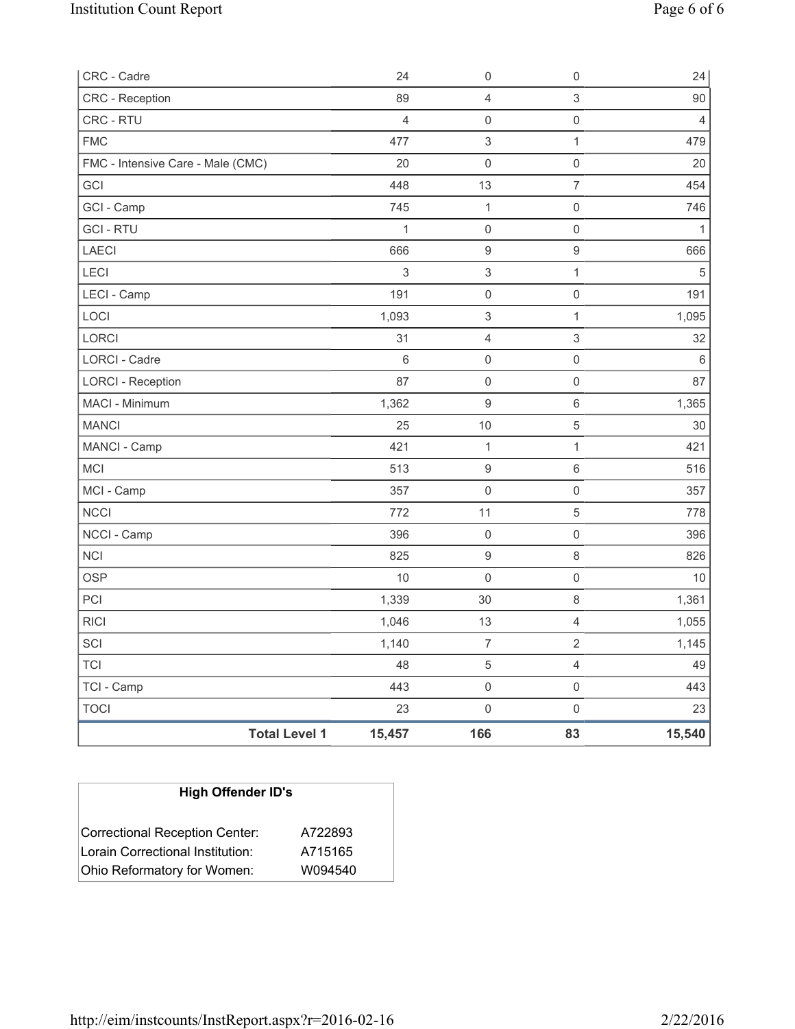| | | | | |
|---|---|---|---|---|
| CRC - Cadre | 24 | 0 | 0 | 24 |
| CRC - Reception | 89 | 4 | 3 | 90 |
| CRC - RTU | 4 | 0 | 0 | 4 |
| FMC | 477 | 3 | 1 | 479 |
| FMC - Intensive Care - Male (CMC) | 20 | 0 | 0 | 20 |
| GCI | 448 | 13 | 7 | 454 |
| GCI - Camp | 745 | 1 | 0 | 746 |
| GCI - RTU | 1 | 0 | 0 | 1 |
| LAECI | 666 | 9 | 9 | 666 |
| LECI | 3 | 3 | 1 | 5 |
| LECI - Camp | 191 | 0 | 0 | 191 |
| LOCI | 1,093 | 3 | 1 | 1,095 |
| LORCI | 31 | 4 | 3 | 32 |
| LORCI - Cadre | 6 | 0 | 0 | 6 |
| LORCI - Reception | 87 | 0 | 0 | 87 |
| MACI - Minimum | 1,362 | 9 | 6 | 1,365 |
| MANCI | 25 | 10 | 5 | 30 |
| MANCI - Camp | 421 | 1 | 1 | 421 |
| MCI | 513 | 9 | 6 | 516 |
| MCI - Camp | 357 | 0 | 0 | 357 |
| NCCI | 772 | 11 | 5 | 778 |
| NCCI - Camp | 396 | 0 | 0 | 396 |
| NCI | 825 | 9 | 8 | 826 |
| OSP | 10 | 0 | 0 | 10 |
| PCI | 1,339 | 30 | 8 | 1,361 |
| RICI | 1,046 | 13 | 4 | 1,055 |
| SCI | 1,140 | 7 | 2 | 1,145 |
| TCI | 48 | 5 | 4 | 49 |
| TCI - Camp | 443 | 0 | 0 | 443 |
| TOCI | 23 | 0 | 0 | 23 |
| **Total Level 1** | **15,457** | **166** | **83** | **15,540** |

| **High Offender ID's** | |
|---|---|
| Correctional Reception Center: | A722893 |
| Lorain Correctional Institution: | A715165 |
| Ohio Reformatory for Women: | W094540 |